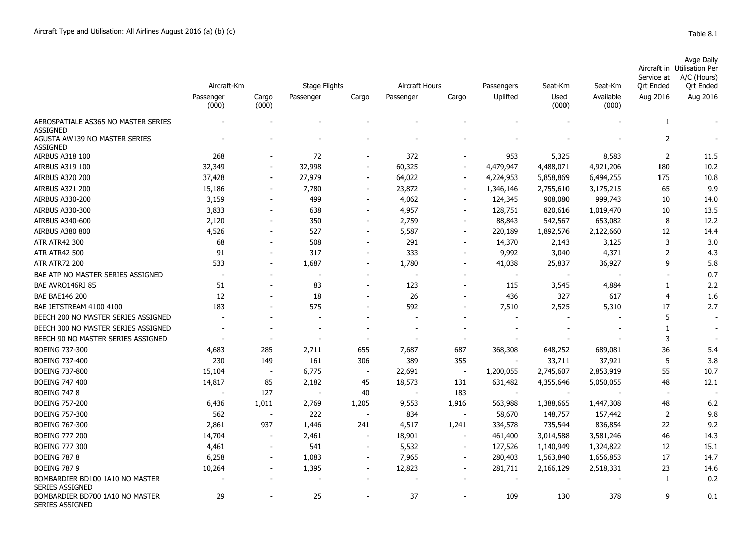Aircraft Type and Utilisation: All Airlines August 2016 (a) (b) (c)

Table 8.1

| | Aircraft-Km | | Stage Flights | | Aircraft Hours | | Passengers | Seat-Km | Seat-Km | Aircraft in Service at Qrt Ended | Avge Daily Utilisation Per A/C (Hours) Qrt Ended |
|---|---|---|---|---|---|---|---|---|---|---|---|
| | Passenger (000) | Cargo (000) | Passenger | Cargo | Passenger | Cargo | Uplifted | Used (000) | Available (000) | Aug 2016 | Aug 2016 |
| AEROSPATIALE AS365 NO MASTER SERIES ASSIGNED | - | - | - | - | - | - | - | - | - | 1 | - |
| AGUSTA AW139 NO MASTER SERIES ASSIGNED | - | - | - | - | - | - | - | - | - | 2 | - |
| AIRBUS A318 100 | 268 | - | 72 | - | 372 | - | 953 | 5,325 | 8,583 | 2 | 11.5 |
| AIRBUS A319 100 | 32,349 | - | 32,998 | - | 60,325 | - | 4,479,947 | 4,488,071 | 4,921,206 | 180 | 10.2 |
| AIRBUS A320 200 | 37,428 | - | 27,979 | - | 64,022 | - | 4,224,953 | 5,858,869 | 6,494,255 | 175 | 10.8 |
| AIRBUS A321 200 | 15,186 | - | 7,780 | - | 23,872 | - | 1,346,146 | 2,755,610 | 3,175,215 | 65 | 9.9 |
| AIRBUS A330-200 | 3,159 | - | 499 | - | 4,062 | - | 124,345 | 908,080 | 999,743 | 10 | 14.0 |
| AIRBUS A330-300 | 3,833 | - | 638 | - | 4,957 | - | 128,751 | 820,616 | 1,019,470 | 10 | 13.5 |
| AIRBUS A340-600 | 2,120 | - | 350 | - | 2,759 | - | 88,843 | 542,567 | 653,082 | 8 | 12.2 |
| AIRBUS A380 800 | 4,526 | - | 527 | - | 5,587 | - | 220,189 | 1,892,576 | 2,122,660 | 12 | 14.4 |
| ATR ATR42 300 | 68 | - | 508 | - | 291 | - | 14,370 | 2,143 | 3,125 | 3 | 3.0 |
| ATR ATR42 500 | 91 | - | 317 | - | 333 | - | 9,992 | 3,040 | 4,371 | 2 | 4.3 |
| ATR ATR72 200 | 533 | - | 1,687 | - | 1,780 | - | 41,038 | 25,837 | 36,927 | 9 | 5.8 |
| BAE ATP NO MASTER SERIES ASSIGNED | - | - | - | - | - | - | - | - | - | - | 0.7 |
| BAE AVRO146RJ 85 | 51 | - | 83 | - | 123 | - | 115 | 3,545 | 4,884 | 1 | 2.2 |
| BAE BAE146 200 | 12 | - | 18 | - | 26 | - | 436 | 327 | 617 | 4 | 1.6 |
| BAE JETSTREAM 4100 4100 | 183 | - | 575 | - | 592 | - | 7,510 | 2,525 | 5,310 | 17 | 2.7 |
| BEECH 200 NO MASTER SERIES ASSIGNED | - | - | - | - | - | - | - | - | - | 5 | - |
| BEECH 300 NO MASTER SERIES ASSIGNED | - | - | - | - | - | - | - | - | - | 1 | - |
| BEECH 90 NO MASTER SERIES ASSIGNED | - | - | - | - | - | - | - | - | - | 3 | - |
| BOEING 737-300 | 4,683 | 285 | 2,711 | 655 | 7,687 | 687 | 368,308 | 648,252 | 689,081 | 36 | 5.4 |
| BOEING 737-400 | 230 | 149 | 161 | 306 | 389 | 355 | - | 33,711 | 37,921 | 5 | 3.8 |
| BOEING 737-800 | 15,104 | - | 6,775 | - | 22,691 | - | 1,200,055 | 2,745,607 | 2,853,919 | 55 | 10.7 |
| BOEING 747 400 | 14,817 | 85 | 2,182 | 45 | 18,573 | 131 | 631,482 | 4,355,646 | 5,050,055 | 48 | 12.1 |
| BOEING 747 8 | - | 127 | - | 40 | - | 183 | - | - | - | - | - |
| BOEING 757-200 | 6,436 | 1,011 | 2,769 | 1,205 | 9,553 | 1,916 | 563,988 | 1,388,665 | 1,447,308 | 48 | 6.2 |
| BOEING 757-300 | 562 | - | 222 | - | 834 | - | 58,670 | 148,757 | 157,442 | 2 | 9.8 |
| BOEING 767-300 | 2,861 | 937 | 1,446 | 241 | 4,517 | 1,241 | 334,578 | 735,544 | 836,854 | 22 | 9.2 |
| BOEING 777 200 | 14,704 | - | 2,461 | - | 18,901 | - | 461,400 | 3,014,588 | 3,581,246 | 46 | 14.3 |
| BOEING 777 300 | 4,461 | - | 541 | - | 5,532 | - | 127,526 | 1,140,949 | 1,324,822 | 12 | 15.1 |
| BOEING 787 8 | 6,258 | - | 1,083 | - | 7,965 | - | 280,403 | 1,563,840 | 1,656,853 | 17 | 14.7 |
| BOEING 787 9 | 10,264 | - | 1,395 | - | 12,823 | - | 281,711 | 2,166,129 | 2,518,331 | 23 | 14.6 |
| BOMBARDIER BD100 1A10 NO MASTER SERIES ASSIGNED | - | - | - | - | - | - | - | - | - | 1 | 0.2 |
| BOMBARDIER BD700 1A10 NO MASTER SERIES ASSIGNED | 29 | - | 25 | - | 37 | - | 109 | 130 | 378 | 9 | 0.1 |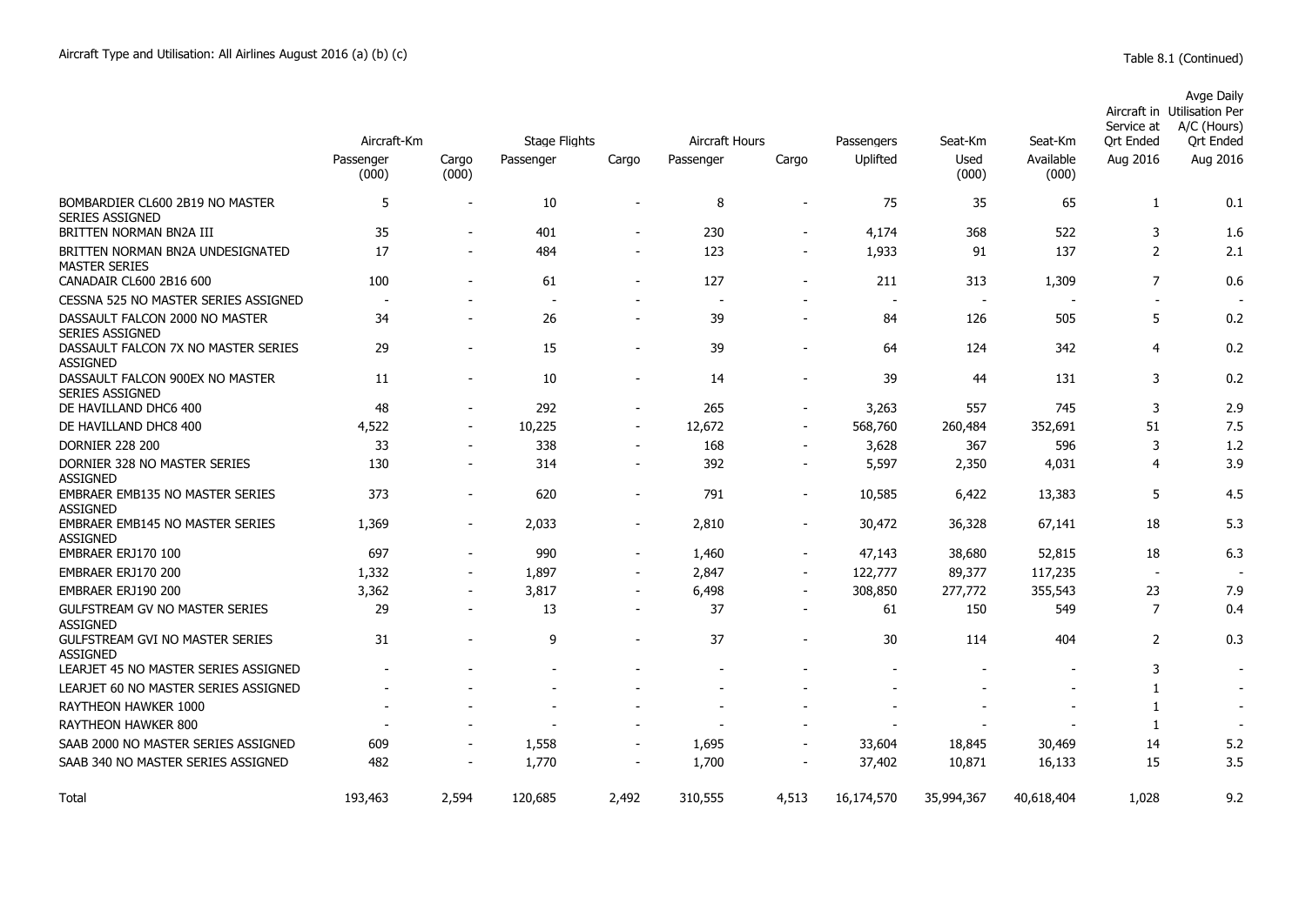Aircraft Type and Utilisation: All Airlines August 2016 (a) (b) (c)

Table 8.1 (Continued)

| | Aircraft-Km | | Stage Flights | | Aircraft Hours | | Passengers | Seat-Km | Seat-Km | Aircraft in Service at Qrt Ended | Avge Daily Utilisation Per A/C (Hours) Qrt Ended |
|---|---|---|---|---|---|---|---|---|---|---|---|
| | Passenger (000) | Cargo (000) | Passenger | Cargo | Passenger | Cargo | Uplifted | Used (000) | Available (000) | Aug 2016 | Aug 2016 |
| BOMBARDIER CL600 2B19 NO MASTER SERIES ASSIGNED | 5 | - | 10 | - | 8 | - | 75 | 35 | 65 | 1 | 0.1 |
| BRITTEN NORMAN BN2A III | 35 | - | 401 | - | 230 | - | 4,174 | 368 | 522 | 3 | 1.6 |
| BRITTEN NORMAN BN2A UNDESIGNATED MASTER SERIES | 17 | - | 484 | - | 123 | - | 1,933 | 91 | 137 | 2 | 2.1 |
| CANADAIR CL600 2B16 600 | 100 | - | 61 | - | 127 | - | 211 | 313 | 1,309 | 7 | 0.6 |
| CESSNA 525 NO MASTER SERIES ASSIGNED | - | - | - | - | - | - | - | - | - | - | - |
| DASSAULT FALCON 2000 NO MASTER SERIES ASSIGNED | 34 | - | 26 | - | 39 | - | 84 | 126 | 505 | 5 | 0.2 |
| DASSAULT FALCON 7X NO MASTER SERIES ASSIGNED | 29 | - | 15 | - | 39 | - | 64 | 124 | 342 | 4 | 0.2 |
| DASSAULT FALCON 900EX NO MASTER SERIES ASSIGNED | 11 | - | 10 | - | 14 | - | 39 | 44 | 131 | 3 | 0.2 |
| DE HAVILLAND DHC6 400 | 48 | - | 292 | - | 265 | - | 3,263 | 557 | 745 | 3 | 2.9 |
| DE HAVILLAND DHC8 400 | 4,522 | - | 10,225 | - | 12,672 | - | 568,760 | 260,484 | 352,691 | 51 | 7.5 |
| DORNIER 228 200 | 33 | - | 338 | - | 168 | - | 3,628 | 367 | 596 | 3 | 1.2 |
| DORNIER 328 NO MASTER SERIES ASSIGNED | 130 | - | 314 | - | 392 | - | 5,597 | 2,350 | 4,031 | 4 | 3.9 |
| EMBRAER EMB135 NO MASTER SERIES ASSIGNED | 373 | - | 620 | - | 791 | - | 10,585 | 6,422 | 13,383 | 5 | 4.5 |
| EMBRAER EMB145 NO MASTER SERIES ASSIGNED | 1,369 | - | 2,033 | - | 2,810 | - | 30,472 | 36,328 | 67,141 | 18 | 5.3 |
| EMBRAER ERJ170 100 | 697 | - | 990 | - | 1,460 | - | 47,143 | 38,680 | 52,815 | 18 | 6.3 |
| EMBRAER ERJ170 200 | 1,332 | - | 1,897 | - | 2,847 | - | 122,777 | 89,377 | 117,235 | - | - |
| EMBRAER ERJ190 200 | 3,362 | - | 3,817 | - | 6,498 | - | 308,850 | 277,772 | 355,543 | 23 | 7.9 |
| GULFSTREAM GV NO MASTER SERIES ASSIGNED | 29 | - | 13 | - | 37 | - | 61 | 150 | 549 | 7 | 0.4 |
| GULFSTREAM GVI NO MASTER SERIES ASSIGNED | 31 | - | 9 | - | 37 | - | 30 | 114 | 404 | 2 | 0.3 |
| LEARJET 45 NO MASTER SERIES ASSIGNED | - | - | - | - | - | - | - | - | - | 3 | - |
| LEARJET 60 NO MASTER SERIES ASSIGNED | - | - | - | - | - | - | - | - | - | 1 | - |
| RAYTHEON HAWKER 1000 | - | - | - | - | - | - | - | - | - | 1 | - |
| RAYTHEON HAWKER 800 | - | - | - | - | - | - | - | - | - | 1 | - |
| SAAB 2000 NO MASTER SERIES ASSIGNED | 609 | - | 1,558 | - | 1,695 | - | 33,604 | 18,845 | 30,469 | 14 | 5.2 |
| SAAB 340 NO MASTER SERIES ASSIGNED | 482 | - | 1,770 | - | 1,700 | - | 37,402 | 10,871 | 16,133 | 15 | 3.5 |
| Total | 193,463 | 2,594 | 120,685 | 2,492 | 310,555 | 4,513 | 16,174,570 | 35,994,367 | 40,618,404 | 1,028 | 9.2 |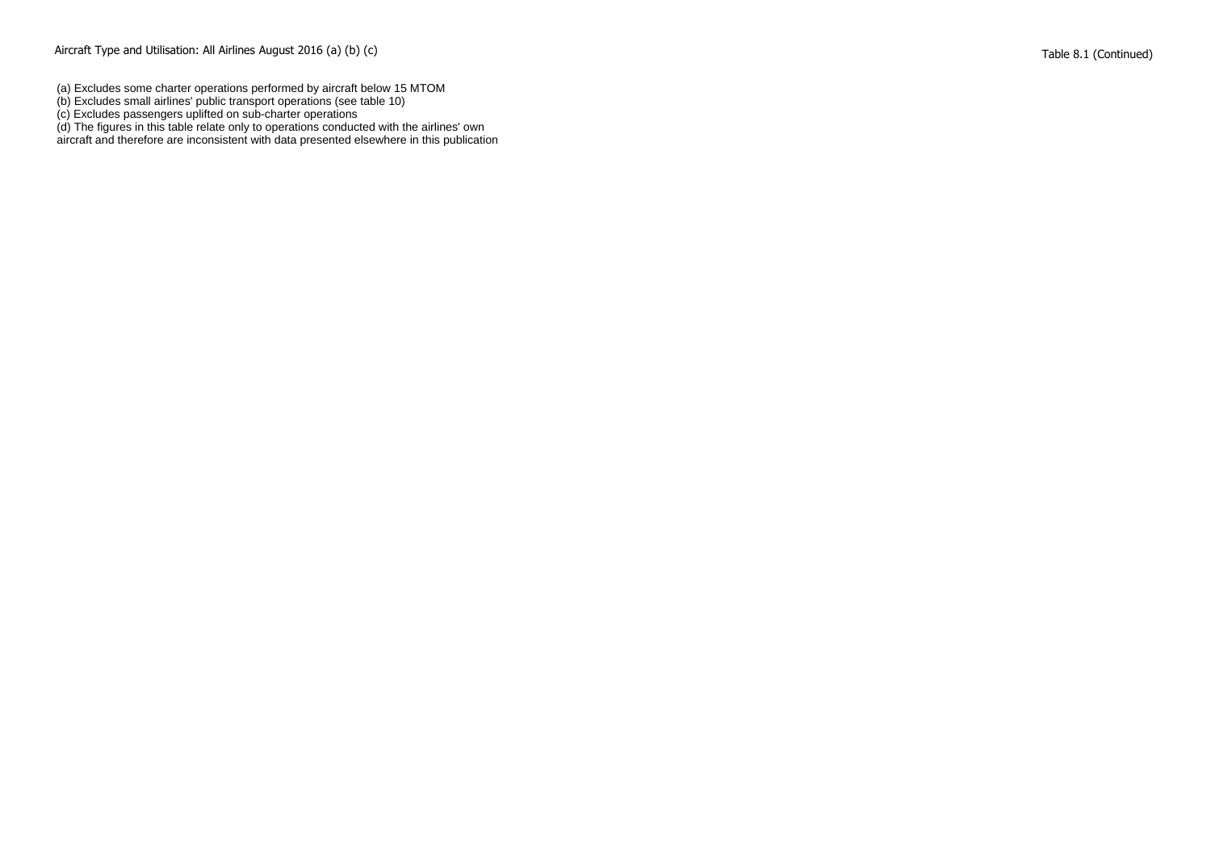Aircraft Type and Utilisation: All Airlines August 2016 (a) (b) (c)

Table 8.1 (Continued)

(a) Excludes some charter operations performed by aircraft below 15 MTOM
(b) Excludes small airlines' public transport operations (see table 10)
(c) Excludes passengers uplifted on sub-charter operations
(d) The figures in this table relate only to operations conducted with the airlines' own aircraft and therefore are inconsistent with data presented elsewhere in this publication